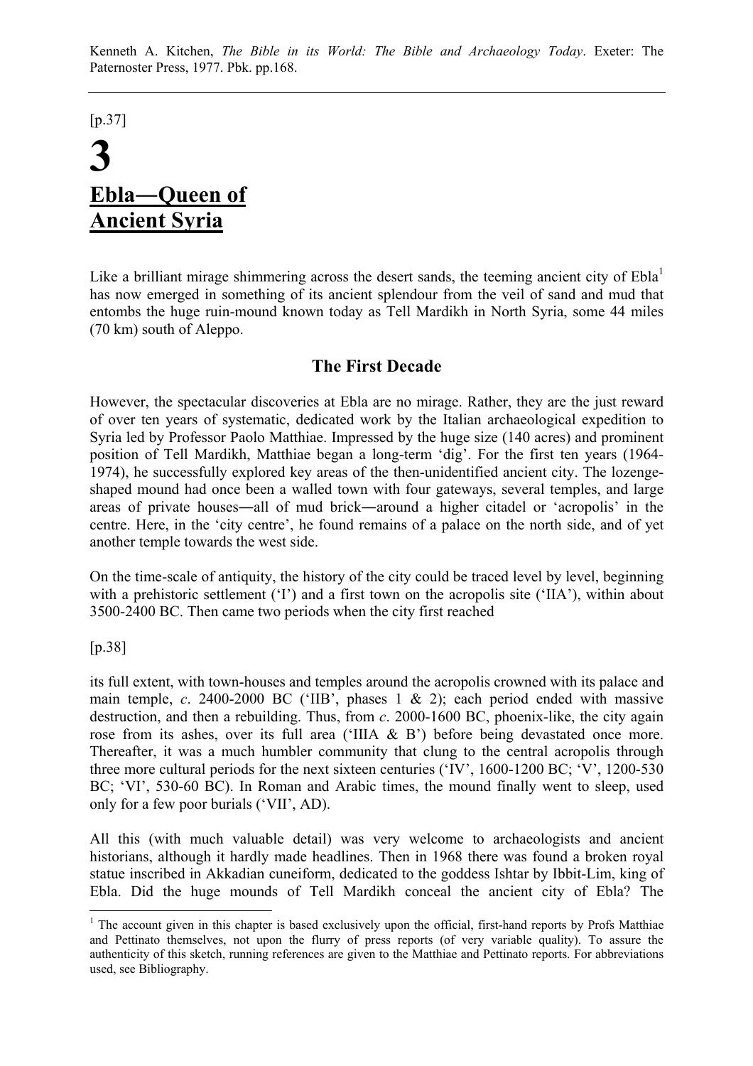Kenneth A. Kitchen, *The Bible in its World: The Bible and Archaeology Today*. Exeter: The Paternoster Press, 1977. Pbk. pp.168.

---

[p.37]

# 3

# Ebla—Queen of Ancient Syria

Like a brilliant mirage shimmering across the desert sands, the teeming ancient city of Ebla[1] has now emerged in something of its ancient splendour from the veil of sand and mud that entombs the huge ruin-mound known today as Tell Mardikh in North Syria, some 44 miles (70 km) south of Aleppo.

## The First Decade

However, the spectacular discoveries at Ebla are no mirage. Rather, they are the just reward of over ten years of systematic, dedicated work by the Italian archaeological expedition to Syria led by Professor Paolo Matthiae. Impressed by the huge size (140 acres) and prominent position of Tell Mardikh, Matthiae began a long-term 'dig'. For the first ten years (1964-1974), he successfully explored key areas of the then-unidentified ancient city. The lozenge-shaped mound had once been a walled town with four gateways, several temples, and large areas of private houses—all of mud brick—around a higher citadel or 'acropolis' in the centre. Here, in the 'city centre', he found remains of a palace on the north side, and of yet another temple towards the west side.

On the time-scale of antiquity, the history of the city could be traced level by level, beginning with a prehistoric settlement ('I') and a first town on the acropolis site ('IIA'), within about 3500-2400 BC. Then came two periods when the city first reached

[p.38]

its full extent, with town-houses and temples around the acropolis crowned with its palace and main temple, *c*. 2400-2000 BC ('IIB', phases 1 & 2); each period ended with massive destruction, and then a rebuilding. Thus, from *c*. 2000-1600 BC, phoenix-like, the city again rose from its ashes, over its full area ('IIIA & B') before being devastated once more. Thereafter, it was a much humbler community that clung to the central acropolis through three more cultural periods for the next sixteen centuries ('IV', 1600-1200 BC; 'V', 1200-530 BC; 'VI', 530-60 BC). In Roman and Arabic times, the mound finally went to sleep, used only for a few poor burials ('VII', AD).

All this (with much valuable detail) was very welcome to archaeologists and ancient historians, although it hardly made headlines. Then in 1968 there was found a broken royal statue inscribed in Akkadian cuneiform, dedicated to the goddess Ishtar by Ibbit-Lim, king of Ebla. Did the huge mounds of Tell Mardikh conceal the ancient city of Ebla? The

---

[1] The account given in this chapter is based exclusively upon the official, first-hand reports by Profs Matthiae and Pettinato themselves, not upon the flurry of press reports (of very variable quality). To assure the authenticity of this sketch, running references are given to the Matthiae and Pettinato reports. For abbreviations used, see Bibliography.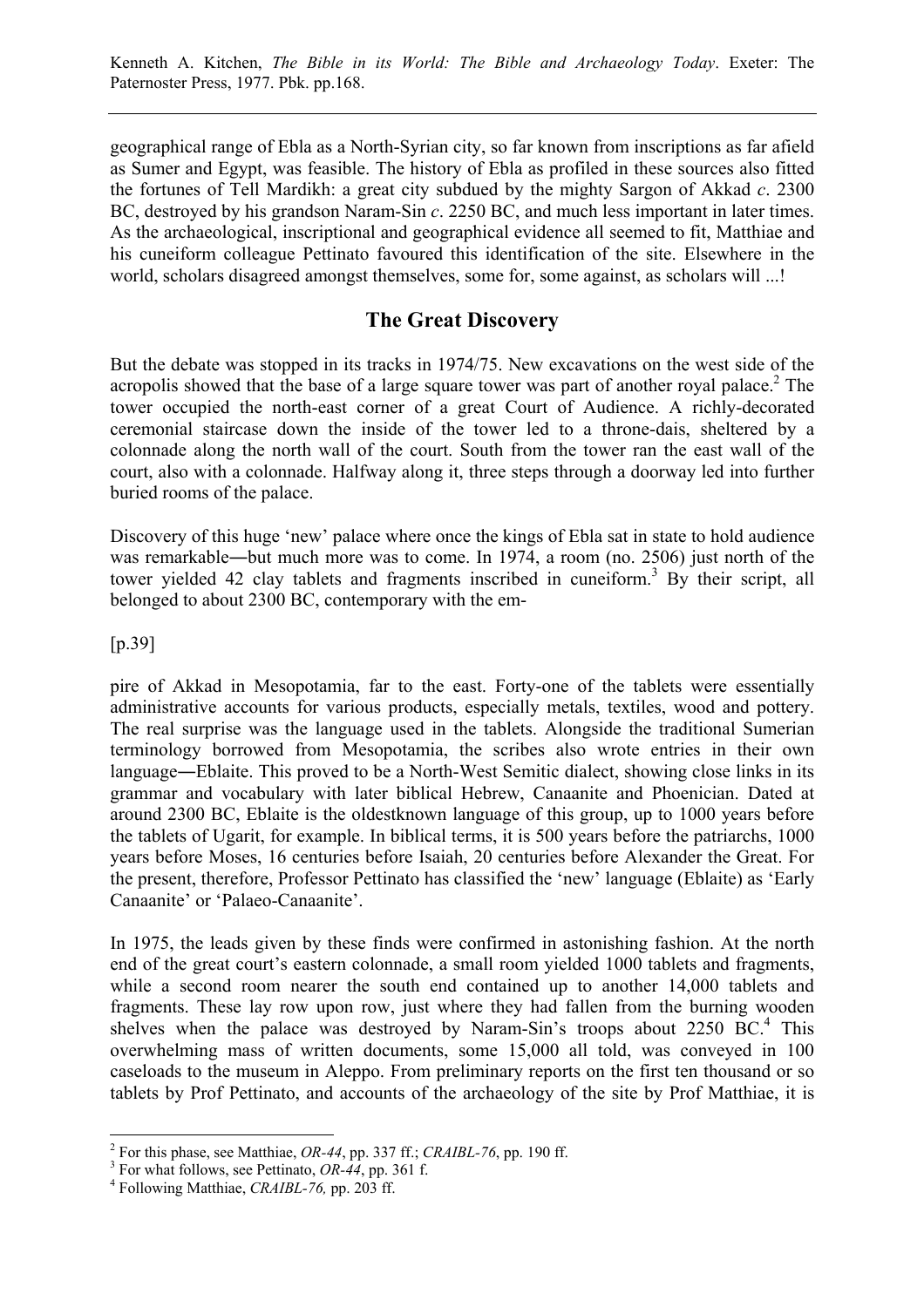geographical range of Ebla as a North-Syrian city, so far known from inscriptions as far afield as Sumer and Egypt, was feasible. The history of Ebla as profiled in these sources also fitted the fortunes of Tell Mardikh: a great city subdued by the mighty Sargon of Akkad *c*. 2300 BC, destroyed by his grandson Naram-Sin *c*. 2250 BC, and much less important in later times. As the archaeological, inscriptional and geographical evidence all seemed to fit, Matthiae and his cuneiform colleague Pettinato favoured this identification of the site. Elsewhere in the world, scholars disagreed amongst themselves, some for, some against, as scholars will ...!

## The Great Discovery

But the debate was stopped in its tracks in 1974/75. New excavations on the west side of the acropolis showed that the base of a large square tower was part of another royal palace.[2] The tower occupied the north-east corner of a great Court of Audience. A richly-decorated ceremonial staircase down the inside of the tower led to a throne-dais, sheltered by a colonnade along the north wall of the court. South from the tower ran the east wall of the court, also with a colonnade. Halfway along it, three steps through a doorway led into further buried rooms of the palace.

Discovery of this huge 'new' palace where once the kings of Ebla sat in state to hold audience was remarkable―but much more was to come. In 1974, a room (no. 2506) just north of the tower yielded 42 clay tablets and fragments inscribed in cuneiform.[3] By their script, all belonged to about 2300 BC, contemporary with the em-

[p.39]

pire of Akkad in Mesopotamia, far to the east. Forty-one of the tablets were essentially administrative accounts for various products, especially metals, textiles, wood and pottery. The real surprise was the language used in the tablets. Alongside the traditional Sumerian terminology borrowed from Mesopotamia, the scribes also wrote entries in their own language―Eblaite. This proved to be a North-West Semitic dialect, showing close links in its grammar and vocabulary with later biblical Hebrew, Canaanite and Phoenician. Dated at around 2300 BC, Eblaite is the oldestknown language of this group, up to 1000 years before the tablets of Ugarit, for example. In biblical terms, it is 500 years before the patriarchs, 1000 years before Moses, 16 centuries before Isaiah, 20 centuries before Alexander the Great. For the present, therefore, Professor Pettinato has classified the 'new' language (Eblaite) as 'Early Canaanite' or 'Palaeo-Canaanite'.

In 1975, the leads given by these finds were confirmed in astonishing fashion. At the north end of the great court's eastern colonnade, a small room yielded 1000 tablets and fragments, while a second room nearer the south end contained up to another 14,000 tablets and fragments. These lay row upon row, just where they had fallen from the burning wooden shelves when the palace was destroyed by Naram-Sin's troops about 2250 BC.[4] This overwhelming mass of written documents, some 15,000 all told, was conveyed in 100 caseloads to the museum in Aleppo. From preliminary reports on the first ten thousand or so tablets by Prof Pettinato, and accounts of the archaeology of the site by Prof Matthiae, it is

---

[2] For this phase, see Matthiae, *OR-44*, pp. 337 ff.; *CRAIBL-76*, pp. 190 ff.

[3] For what follows, see Pettinato, *OR-44*, pp. 361 f.

[4] Following Matthiae, *CRAIBL-76,* pp. 203 ff.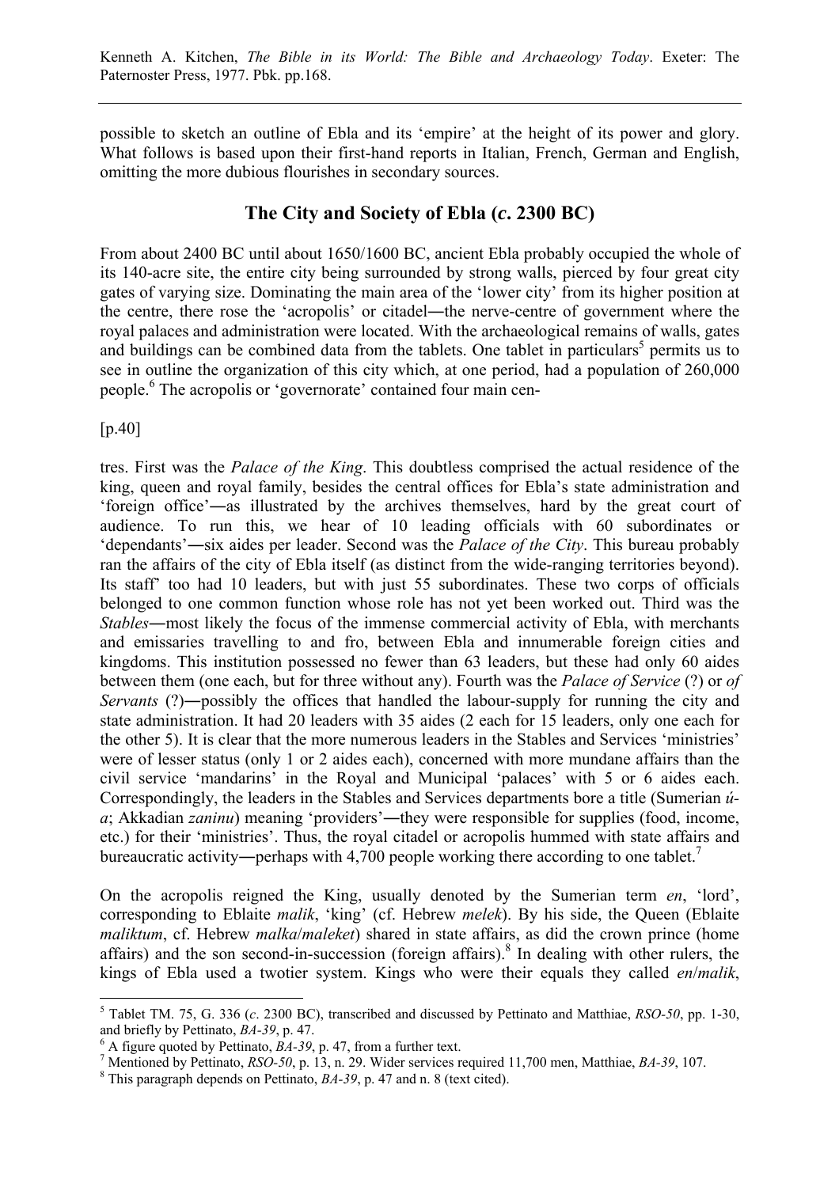possible to sketch an outline of Ebla and its 'empire' at the height of its power and glory. What follows is based upon their first-hand reports in Italian, French, German and English, omitting the more dubious flourishes in secondary sources.

## The City and Society of Ebla (*c*. 2300 BC)

From about 2400 BC until about 1650/1600 BC, ancient Ebla probably occupied the whole of its 140-acre site, the entire city being surrounded by strong walls, pierced by four great city gates of varying size. Dominating the main area of the 'lower city' from its higher position at the centre, there rose the 'acropolis' or citadel―the nerve-centre of government where the royal palaces and administration were located. With the archaeological remains of walls, gates and buildings can be combined data from the tablets. One tablet in particulars[5] permits us to see in outline the organization of this city which, at one period, had a population of 260,000 people.[6] The acropolis or 'governorate' contained four main cen-

[p.40]

tres. First was the *Palace of the King*. This doubtless comprised the actual residence of the king, queen and royal family, besides the central offices for Ebla's state administration and 'foreign office'―as illustrated by the archives themselves, hard by the great court of audience. To run this, we hear of 10 leading officials with 60 subordinates or 'dependants'―six aides per leader. Second was the *Palace of the City*. This bureau probably ran the affairs of the city of Ebla itself (as distinct from the wide-ranging territories beyond). Its staff' too had 10 leaders, but with just 55 subordinates. These two corps of officials belonged to one common function whose role has not yet been worked out. Third was the *Stables*―most likely the focus of the immense commercial activity of Ebla, with merchants and emissaries travelling to and fro, between Ebla and innumerable foreign cities and kingdoms. This institution possessed no fewer than 63 leaders, but these had only 60 aides between them (one each, but for three without any). Fourth was the *Palace of Service* (?) or *of Servants* (?)―possibly the offices that handled the labour-supply for running the city and state administration. It had 20 leaders with 35 aides (2 each for 15 leaders, only one each for the other 5). It is clear that the more numerous leaders in the Stables and Services 'ministries' were of lesser status (only 1 or 2 aides each), concerned with more mundane affairs than the civil service 'mandarins' in the Royal and Municipal 'palaces' with 5 or 6 aides each. Correspondingly, the leaders in the Stables and Services departments bore a title (Sumerian *ú-a*; Akkadian *zaninu*) meaning 'providers'―they were responsible for supplies (food, income, etc.) for their 'ministries'. Thus, the royal citadel or acropolis hummed with state affairs and bureaucratic activity―perhaps with 4,700 people working there according to one tablet.[7]

On the acropolis reigned the King, usually denoted by the Sumerian term *en*, 'lord', corresponding to Eblaite *malik*, 'king' (cf. Hebrew *melek*). By his side, the Queen (Eblaite *maliktum*, cf. Hebrew *malka*/*maleket*) shared in state affairs, as did the crown prince (home affairs) and the son second-in-succession (foreign affairs).[8] In dealing with other rulers, the kings of Ebla used a twotier system. Kings who were their equals they called *en*/*malik*,

---

[5] Tablet TM. 75, G. 336 (*c*. 2300 BC), transcribed and discussed by Pettinato and Matthiae, *RSO-50*, pp. 1-30, and briefly by Pettinato, *BA-39*, p. 47.

[6] A figure quoted by Pettinato, *BA-39*, p. 47, from a further text.

[7] Mentioned by Pettinato, *RSO-50*, p. 13, n. 29. Wider services required 11,700 men, Matthiae, *BA-39*, 107.

[8] This paragraph depends on Pettinato, *BA-39*, p. 47 and n. 8 (text cited).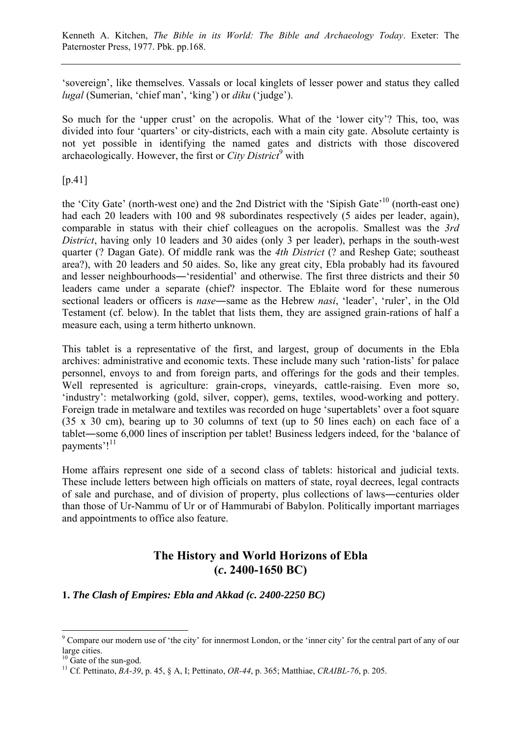'sovereign', like themselves. Vassals or local kinglets of lesser power and status they called *lugal* (Sumerian, 'chief man', 'king') or *diku* ('judge').

So much for the 'upper crust' on the acropolis. What of the 'lower city'? This, too, was divided into four 'quarters' or city-districts, each with a main city gate. Absolute certainty is not yet possible in identifying the named gates and districts with those discovered archaeologically. However, the first or *City District*[9] with

[p.41]

the 'City Gate' (north-west one) and the 2nd District with the 'Sipish Gate'[10] (north-east one) had each 20 leaders with 100 and 98 subordinates respectively (5 aides per leader, again), comparable in status with their chief colleagues on the acropolis. Smallest was the *3rd District*, having only 10 leaders and 30 aides (only 3 per leader), perhaps in the south-west quarter (? Dagan Gate). Of middle rank was the *4th District* (? and Reshep Gate; southeast area?), with 20 leaders and 50 aides. So, like any great city, Ebla probably had its favoured and lesser neighbourhoods―'residential' and otherwise. The first three districts and their 50 leaders came under a separate (chief? inspector. The Eblaite word for these numerous sectional leaders or officers is *nase*―same as the Hebrew *nasi*, 'leader', 'ruler', in the Old Testament (cf. below). In the tablet that lists them, they are assigned grain-rations of half a measure each, using a term hitherto unknown.

This tablet is a representative of the first, and largest, group of documents in the Ebla archives: administrative and economic texts. These include many such 'ration-lists' for palace personnel, envoys to and from foreign parts, and offerings for the gods and their temples. Well represented is agriculture: grain-crops, vineyards, cattle-raising. Even more so, 'industry': metalworking (gold, silver, copper), gems, textiles, wood-working and pottery. Foreign trade in metalware and textiles was recorded on huge 'supertablets' over a foot square (35 x 30 cm), bearing up to 30 columns of text (up to 50 lines each) on each face of a tablet―some 6,000 lines of inscription per tablet! Business ledgers indeed, for the 'balance of payments'![11]

Home affairs represent one side of a second class of tablets: historical and judicial texts. These include letters between high officials on matters of state, royal decrees, legal contracts of sale and purchase, and of division of property, plus collections of laws―centuries older than those of Ur-Nammu of Ur or of Hammurabi of Babylon. Politically important marriages and appointments to office also feature.

## The History and World Horizons of Ebla (*c.* 2400-1650 BC)

### 1. *The Clash of Empires: Ebla and Akkad (c. 2400-2250 BC)*

---

[9] Compare our modern use of 'the city' for innermost London, or the 'inner city' for the central part of any of our large cities.

[10] Gate of the sun-god.

[11] Cf. Pettinato, *BA-39*, p. 45, § A, I; Pettinato, *OR-44*, p. 365; Matthiae, *CRAIBL-76*, p. 205.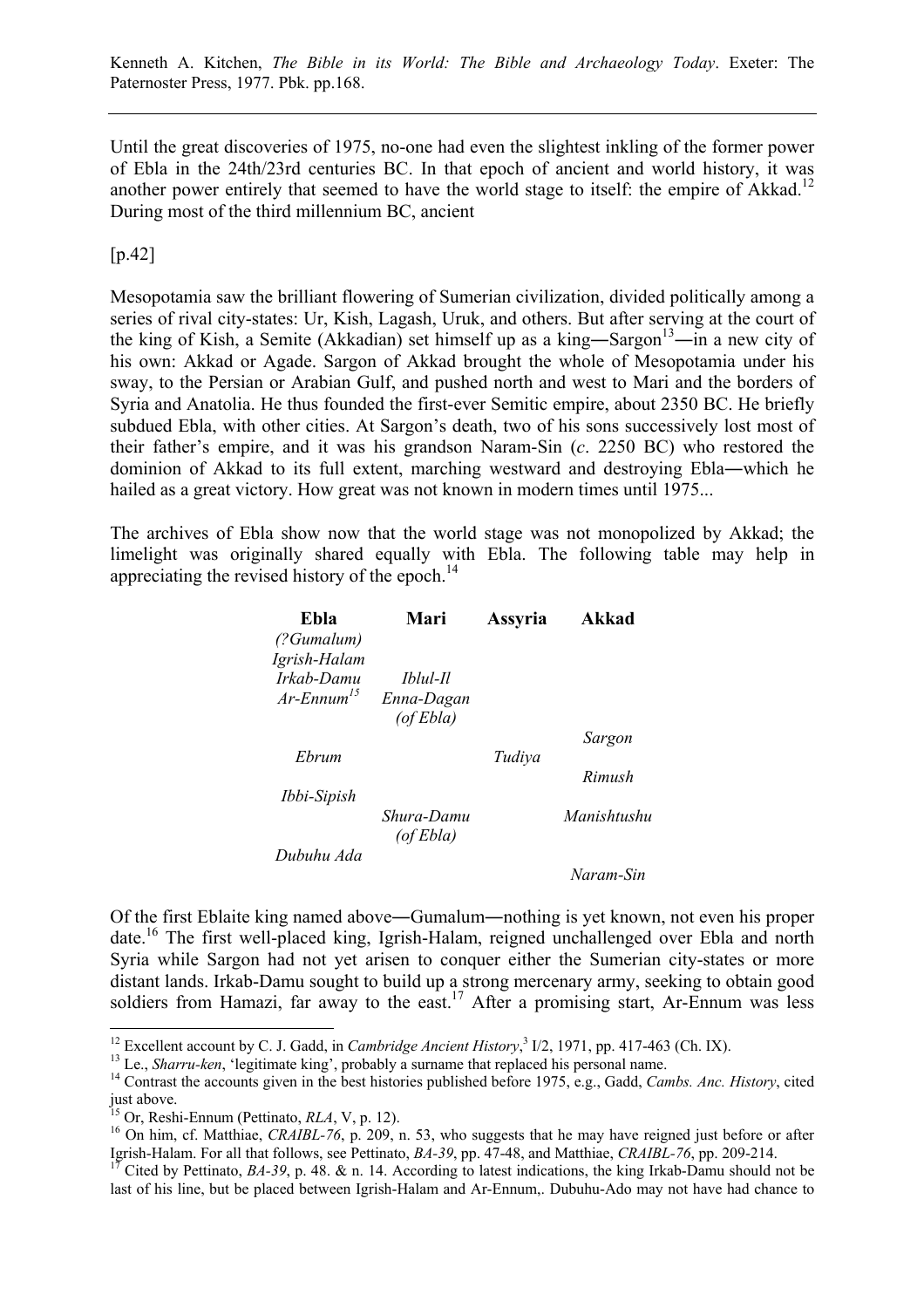Kenneth A. Kitchen, *The Bible in its World: The Bible and Archaeology Today*. Exeter: The Paternoster Press, 1977. Pbk. pp.168.

Until the great discoveries of 1975, no-one had even the slightest inkling of the former power of Ebla in the 24th/23rd centuries BC. In that epoch of ancient and world history, it was another power entirely that seemed to have the world stage to itself: the empire of Akkad.[12] During most of the third millennium BC, ancient

[p.42]

Mesopotamia saw the brilliant flowering of Sumerian civilization, divided politically among a series of rival city-states: Ur, Kish, Lagash, Uruk, and others. But after serving at the court of the king of Kish, a Semite (Akkadian) set himself up as a king—Sargon[13]—in a new city of his own: Akkad or Agade. Sargon of Akkad brought the whole of Mesopotamia under his sway, to the Persian or Arabian Gulf, and pushed north and west to Mari and the borders of Syria and Anatolia. He thus founded the first-ever Semitic empire, about 2350 BC. He briefly subdued Ebla, with other cities. At Sargon's death, two of his sons successively lost most of their father's empire, and it was his grandson Naram-Sin (*c*. 2250 BC) who restored the dominion of Akkad to its full extent, marching westward and destroying Ebla—which he hailed as a great victory. How great was not known in modern times until 1975...

The archives of Ebla show now that the world stage was not monopolized by Akkad; the limelight was originally shared equally with Ebla. The following table may help in appreciating the revised history of the epoch.[14]

| Ebla | Mari | Assyria | Akkad |
|---|---|---|---|
| *(?Gumalum)* | | | |
| *Igrish-Halam* | | | |
| *Irkab-Damu* | *Iblul-Il* | | |
| *Ar-Ennum*[15] | *Enna-Dagan (of Ebla)* | | |
| | | | *Sargon* |
| *Ebrum* | | *Tudiya* | |
| | | | *Rimush* |
| *Ibbi-Sipish* | | | |
| | *Shura-Damu (of Ebla)* | | *Manishtushu* |
| *Dubuhu Ada* | | | |
| | | | *Naram-Sin* |

Of the first Eblaite king named above—Gumalum—nothing is yet known, not even his proper date.[16] The first well-placed king, Igrish-Halam, reigned unchallenged over Ebla and north Syria while Sargon had not yet arisen to conquer either the Sumerian city-states or more distant lands. Irkab-Damu sought to build up a strong mercenary army, seeking to obtain good soldiers from Hamazi, far away to the east.[17] After a promising start, Ar-Ennum was less

---

[12] Excellent account by C. J. Gadd, in *Cambridge Ancient History*,[3] I/2, 1971, pp. 417-463 (Ch. IX).

[13] I.e., *Sharru-ken*, 'legitimate king', probably a surname that replaced his personal name.

[14] Contrast the accounts given in the best histories published before 1975, e.g., Gadd, *Cambs. Anc. History*, cited just above.

[15] Or, Reshi-Ennum (Pettinato, *RLA*, V, p. 12).

[16] On him, cf. Matthiae, *CRAIBL-76*, p. 209, n. 53, who suggests that he may have reigned just before or after Igrish-Halam. For all that follows, see Pettinato, *BA-39*, pp. 47-48, and Matthiae, *CRAIBL-76*, pp. 209-214.

[17] Cited by Pettinato, *BA-39*, p. 48. & n. 14. According to latest indications, the king Irkab-Damu should not be last of his line, but be placed between Igrish-Halam and Ar-Ennum,. Dubuhu-Ado may not have had chance to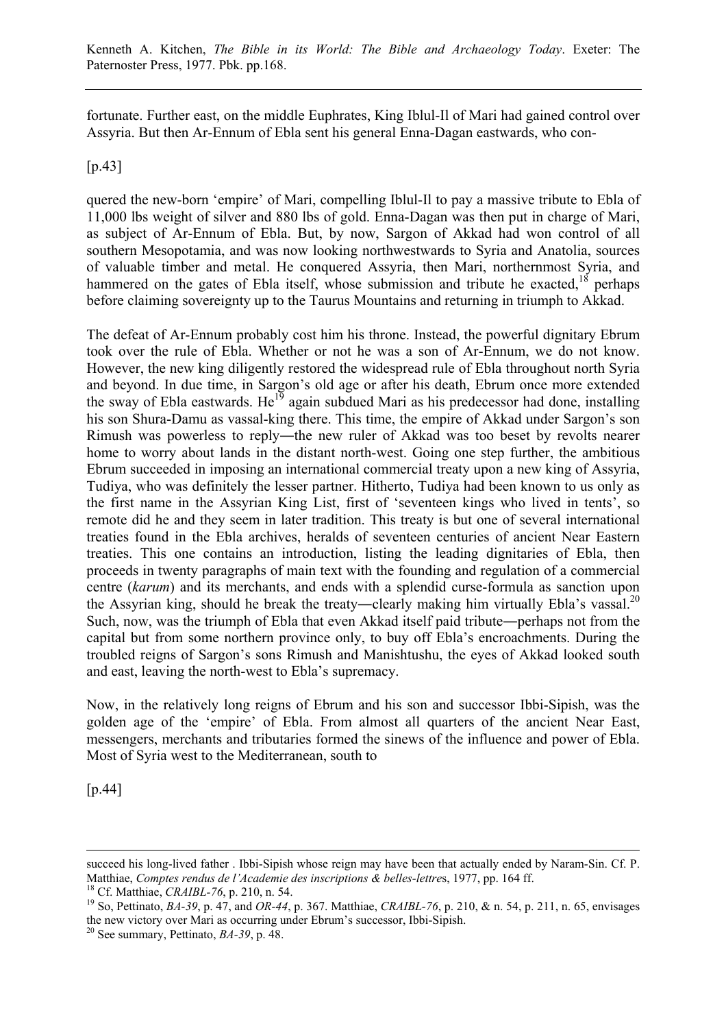fortunate. Further east, on the middle Euphrates, King Iblul-Il of Mari had gained control over Assyria. But then Ar-Ennum of Ebla sent his general Enna-Dagan eastwards, who con-

[p.43]

quered the new-born 'empire' of Mari, compelling Iblul-Il to pay a massive tribute to Ebla of 11,000 lbs weight of silver and 880 lbs of gold. Enna-Dagan was then put in charge of Mari, as subject of Ar-Ennum of Ebla. But, by now, Sargon of Akkad had won control of all southern Mesopotamia, and was now looking northwestwards to Syria and Anatolia, sources of valuable timber and metal. He conquered Assyria, then Mari, northernmost Syria, and hammered on the gates of Ebla itself, whose submission and tribute he exacted,[18] perhaps before claiming sovereignty up to the Taurus Mountains and returning in triumph to Akkad.

The defeat of Ar-Ennum probably cost him his throne. Instead, the powerful dignitary Ebrum took over the rule of Ebla. Whether or not he was a son of Ar-Ennum, we do not know. However, the new king diligently restored the widespread rule of Ebla throughout north Syria and beyond. In due time, in Sargon's old age or after his death, Ebrum once more extended the sway of Ebla eastwards. He[19] again subdued Mari as his predecessor had done, installing his son Shura-Damu as vassal-king there. This time, the empire of Akkad under Sargon's son Rimush was powerless to reply―the new ruler of Akkad was too beset by revolts nearer home to worry about lands in the distant north-west. Going one step further, the ambitious Ebrum succeeded in imposing an international commercial treaty upon a new king of Assyria, Tudiya, who was definitely the lesser partner. Hitherto, Tudiya had been known to us only as the first name in the Assyrian King List, first of 'seventeen kings who lived in tents', so remote did he and they seem in later tradition. This treaty is but one of several international treaties found in the Ebla archives, heralds of seventeen centuries of ancient Near Eastern treaties. This one contains an introduction, listing the leading dignitaries of Ebla, then proceeds in twenty paragraphs of main text with the founding and regulation of a commercial centre (*karum*) and its merchants, and ends with a splendid curse-formula as sanction upon the Assyrian king, should he break the treaty―clearly making him virtually Ebla's vassal.[20] Such, now, was the triumph of Ebla that even Akkad itself paid tribute―perhaps not from the capital but from some northern province only, to buy off Ebla's encroachments. During the troubled reigns of Sargon's sons Rimush and Manishtushu, the eyes of Akkad looked south and east, leaving the north-west to Ebla's supremacy.

Now, in the relatively long reigns of Ebrum and his son and successor Ibbi-Sipish, was the golden age of the 'empire' of Ebla. From almost all quarters of the ancient Near East, messengers, merchants and tributaries formed the sinews of the influence and power of Ebla. Most of Syria west to the Mediterranean, south to

[p.44]

---

succeed his long-lived father . Ibbi-Sipish whose reign may have been that actually ended by Naram-Sin. Cf. P. Matthiae, *Comptes rendus de l'Academie des inscriptions & belles-lettre*s, 1977, pp. 164 ff.

[18] Cf. Matthiae, *CRAIBL-76*, p. 210, n. 54.

[19] So, Pettinato, *BA-39*, p. 47, and *OR-44*, p. 367. Matthiae, *CRAIBL-76*, p. 210, & n. 54, p. 211, n. 65, envisages the new victory over Mari as occurring under Ebrum's successor, Ibbi-Sipish.

[20] See summary, Pettinato, *BA-39*, p. 48.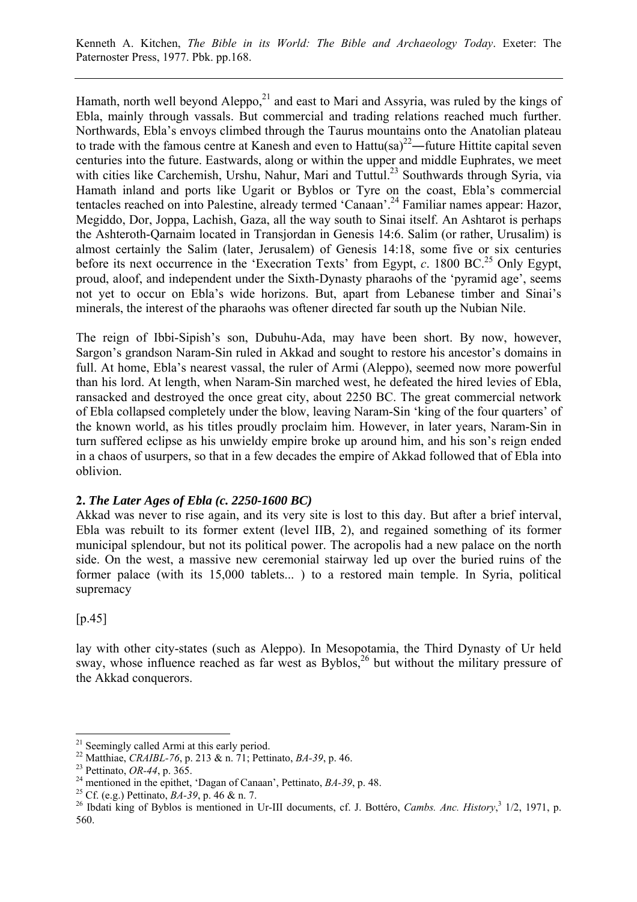Hamath, north well beyond Aleppo,[21] and east to Mari and Assyria, was ruled by the kings of Ebla, mainly through vassals. But commercial and trading relations reached much further. Northwards, Ebla's envoys climbed through the Taurus mountains onto the Anatolian plateau to trade with the famous centre at Kanesh and even to Hattu(sa)[22]―future Hittite capital seven centuries into the future. Eastwards, along or within the upper and middle Euphrates, we meet with cities like Carchemish, Urshu, Nahur, Mari and Tuttul.[23] Southwards through Syria, via Hamath inland and ports like Ugarit or Byblos or Tyre on the coast, Ebla's commercial tentacles reached on into Palestine, already termed 'Canaan'.[24] Familiar names appear: Hazor, Megiddo, Dor, Joppa, Lachish, Gaza, all the way south to Sinai itself. An Ashtarot is perhaps the Ashteroth-Qarnaim located in Transjordan in Genesis 14:6. Salim (or rather, Urusalim) is almost certainly the Salim (later, Jerusalem) of Genesis 14:18, some five or six centuries before its next occurrence in the 'Execration Texts' from Egypt, *c*. 1800 BC.[25] Only Egypt, proud, aloof, and independent under the Sixth-Dynasty pharaohs of the 'pyramid age', seems not yet to occur on Ebla's wide horizons. But, apart from Lebanese timber and Sinai's minerals, the interest of the pharaohs was oftener directed far south up the Nubian Nile.

The reign of Ibbi-Sipish's son, Dubuhu-Ada, may have been short. By now, however, Sargon's grandson Naram-Sin ruled in Akkad and sought to restore his ancestor's domains in full. At home, Ebla's nearest vassal, the ruler of Armi (Aleppo), seemed now more powerful than his lord. At length, when Naram-Sin marched west, he defeated the hired levies of Ebla, ransacked and destroyed the once great city, about 2250 BC. The great commercial network of Ebla collapsed completely under the blow, leaving Naram-Sin 'king of the four quarters' of the known world, as his titles proudly proclaim him. However, in later years, Naram-Sin in turn suffered eclipse as his unwieldy empire broke up around him, and his son's reign ended in a chaos of usurpers, so that in a few decades the empire of Akkad followed that of Ebla into oblivion.

### 2. *The Later Ages of Ebla (c. 2250-1600 BC)*

Akkad was never to rise again, and its very site is lost to this day. But after a brief interval, Ebla was rebuilt to its former extent (level IIB, 2), and regained something of its former municipal splendour, but not its political power. The acropolis had a new palace on the north side. On the west, a massive new ceremonial stairway led up over the buried ruins of the former palace (with its 15,000 tablets... ) to a restored main temple. In Syria, political supremacy

[p.45]

lay with other city-states (such as Aleppo). In Mesopotamia, the Third Dynasty of Ur held sway, whose influence reached as far west as Byblos,[26] but without the military pressure of the Akkad conquerors.

---

[21] Seemingly called Armi at this early period.

[22] Matthiae, *CRAIBL-76*, p. 213 & n. 71; Pettinato, *BA-39*, p. 46.

[23] Pettinato, *OR-44*, p. 365.

[24] mentioned in the epithet, 'Dagan of Canaan', Pettinato, *BA-39*, p. 48.

[25] Cf. (e.g.) Pettinato, *BA-39*, p. 46 & n. 7.

[26] Ibdati king of Byblos is mentioned in Ur-III documents, cf. J. Bottéro, *Cambs. Anc. History*,[3] 1/2, 1971, p. 560.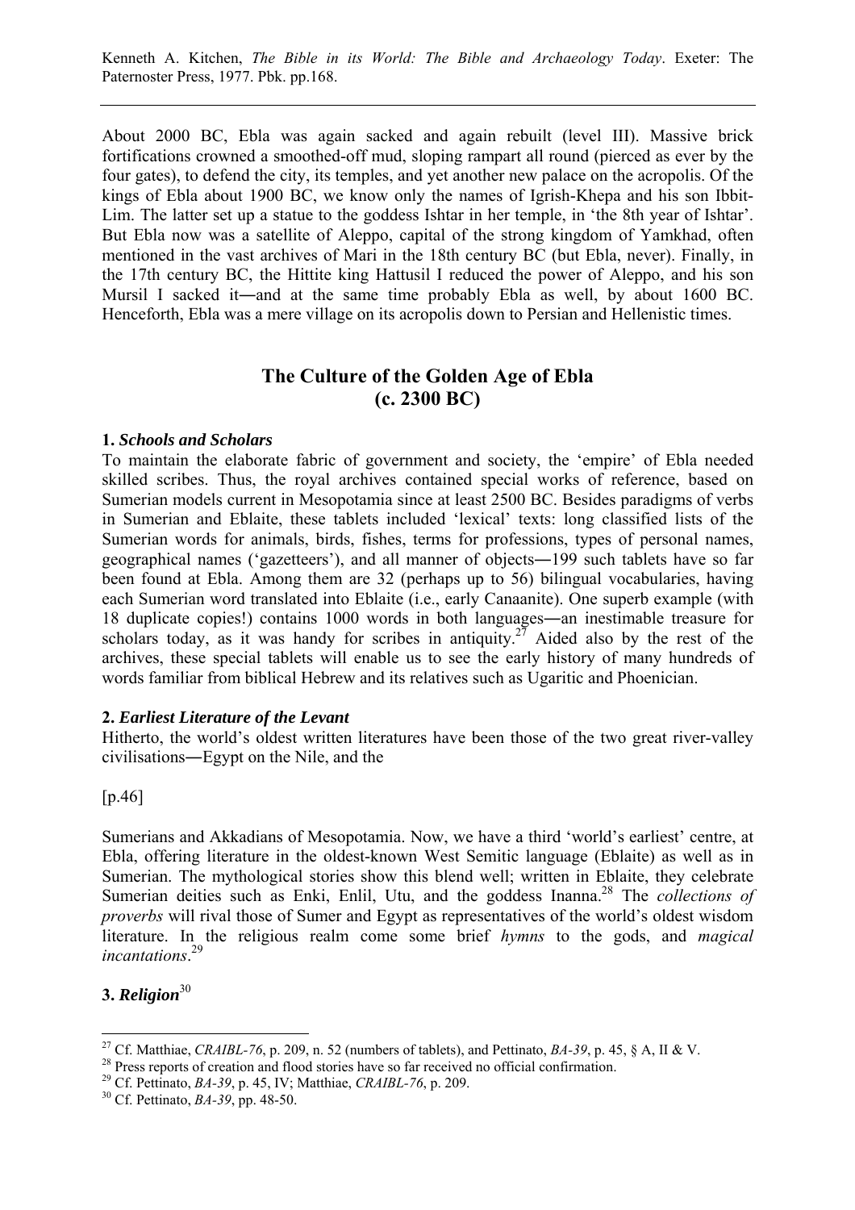About 2000 BC, Ebla was again sacked and again rebuilt (level III). Massive brick fortifications crowned a smoothed-off mud, sloping rampart all round (pierced as ever by the four gates), to defend the city, its temples, and yet another new palace on the acropolis. Of the kings of Ebla about 1900 BC, we know only the names of Igrish-Khepa and his son Ibbit-Lim. The latter set up a statue to the goddess Ishtar in her temple, in 'the 8th year of Ishtar'. But Ebla now was a satellite of Aleppo, capital of the strong kingdom of Yamkhad, often mentioned in the vast archives of Mari in the 18th century BC (but Ebla, never). Finally, in the 17th century BC, the Hittite king Hattusil I reduced the power of Aleppo, and his son Mursil I sacked it―and at the same time probably Ebla as well, by about 1600 BC. Henceforth, Ebla was a mere village on its acropolis down to Persian and Hellenistic times.

## The Culture of the Golden Age of Ebla (c. 2300 BC)

**1. *Schools and Scholars***

To maintain the elaborate fabric of government and society, the 'empire' of Ebla needed skilled scribes. Thus, the royal archives contained special works of reference, based on Sumerian models current in Mesopotamia since at least 2500 BC. Besides paradigms of verbs in Sumerian and Eblaite, these tablets included 'lexical' texts: long classified lists of the Sumerian words for animals, birds, fishes, terms for professions, types of personal names, geographical names ('gazetteers'), and all manner of objects―199 such tablets have so far been found at Ebla. Among them are 32 (perhaps up to 56) bilingual vocabularies, having each Sumerian word translated into Eblaite (i.e., early Canaanite). One superb example (with 18 duplicate copies!) contains 1000 words in both languages―an inestimable treasure for scholars today, as it was handy for scribes in antiquity.[27] Aided also by the rest of the archives, these special tablets will enable us to see the early history of many hundreds of words familiar from biblical Hebrew and its relatives such as Ugaritic and Phoenician.

**2. *Earliest Literature of the Levant***

Hitherto, the world's oldest written literatures have been those of the two great river-valley civilisations―Egypt on the Nile, and the

[p.46]

Sumerians and Akkadians of Mesopotamia. Now, we have a third 'world's earliest' centre, at Ebla, offering literature in the oldest-known West Semitic language (Eblaite) as well as in Sumerian. The mythological stories show this blend well; written in Eblaite, they celebrate Sumerian deities such as Enki, Enlil, Utu, and the goddess Inanna.[28] The *collections of proverbs* will rival those of Sumer and Egypt as representatives of the world's oldest wisdom literature. In the religious realm come some brief *hymns* to the gods, and *magical incantations*.[29]

**3. *Religion*[30]**

---

[27] Cf. Matthiae, *CRAIBL-76*, p. 209, n. 52 (numbers of tablets), and Pettinato, *BA-39*, p. 45, § A, II & V.

[28] Press reports of creation and flood stories have so far received no official confirmation.

[29] Cf. Pettinato, *BA-39*, p. 45, IV; Matthiae, *CRAIBL-76*, p. 209.

[30] Cf. Pettinato, *BA-39*, pp. 48-50.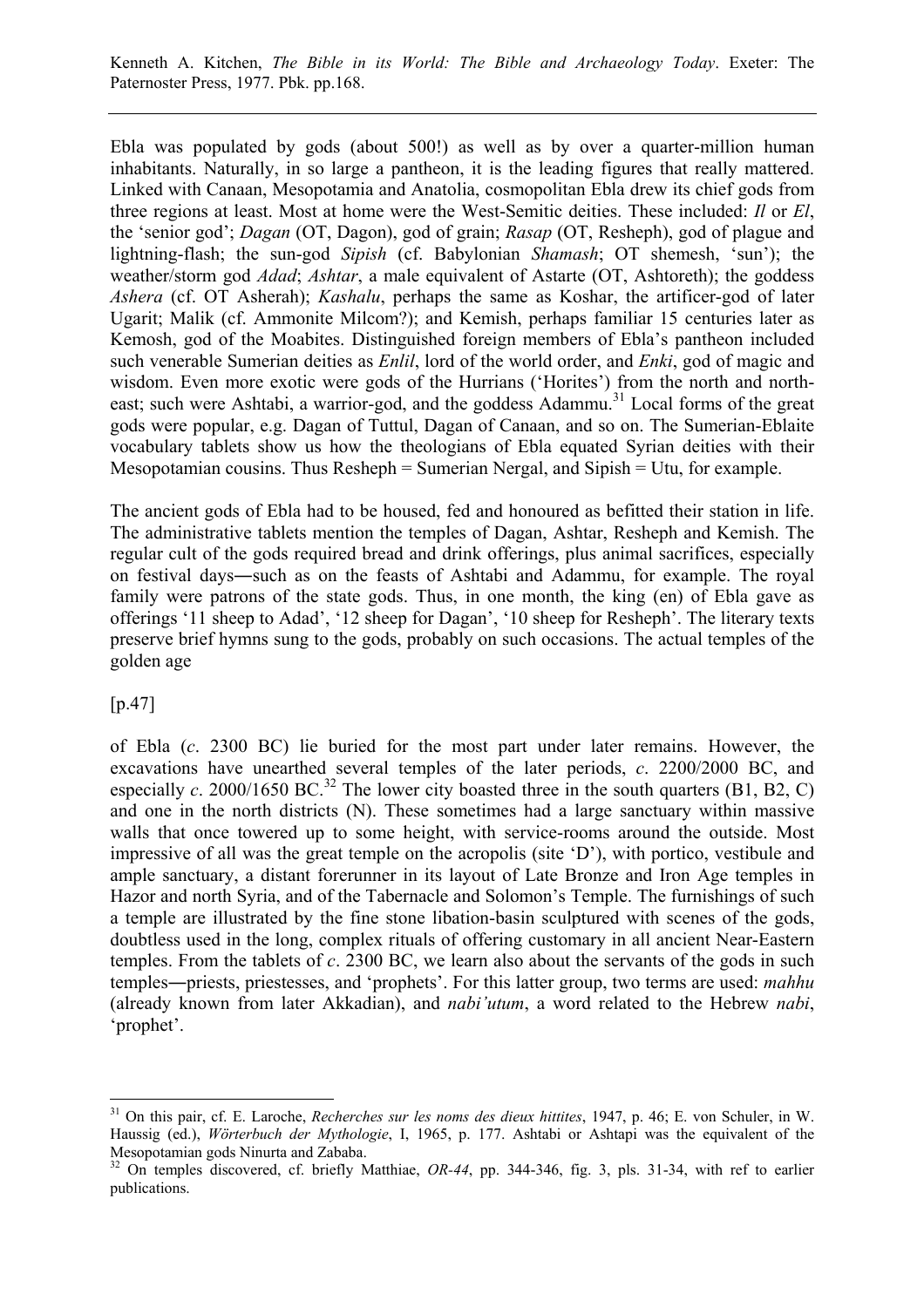Ebla was populated by gods (about 500!) as well as by over a quarter-million human inhabitants. Naturally, in so large a pantheon, it is the leading figures that really mattered. Linked with Canaan, Mesopotamia and Anatolia, cosmopolitan Ebla drew its chief gods from three regions at least. Most at home were the West-Semitic deities. These included: *Il* or *El*, the 'senior god'; *Dagan* (OT, Dagon), god of grain; *Rasap* (OT, Resheph), god of plague and lightning-flash; the sun-god *Sipish* (cf. Babylonian *Shamash*; OT shemesh, 'sun'); the weather/storm god *Adad*; *Ashtar*, a male equivalent of Astarte (OT, Ashtoreth); the goddess *Ashera* (cf. OT Asherah); *Kashalu*, perhaps the same as Koshar, the artificer-god of later Ugarit; Malik (cf. Ammonite Milcom?); and Kemish, perhaps familiar 15 centuries later as Kemosh, god of the Moabites. Distinguished foreign members of Ebla's pantheon included such venerable Sumerian deities as *Enlil*, lord of the world order, and *Enki*, god of magic and wisdom. Even more exotic were gods of the Hurrians ('Horites') from the north and north-east; such were Ashtabi, a warrior-god, and the goddess Adammu.[31] Local forms of the great gods were popular, e.g. Dagan of Tuttul, Dagan of Canaan, and so on. The Sumerian-Eblaite vocabulary tablets show us how the theologians of Ebla equated Syrian deities with their Mesopotamian cousins. Thus Resheph = Sumerian Nergal, and Sipish = Utu, for example.

The ancient gods of Ebla had to be housed, fed and honoured as befitted their station in life. The administrative tablets mention the temples of Dagan, Ashtar, Resheph and Kemish. The regular cult of the gods required bread and drink offerings, plus animal sacrifices, especially on festival days―such as on the feasts of Ashtabi and Adammu, for example. The royal family were patrons of the state gods. Thus, in one month, the king (en) of Ebla gave as offerings '11 sheep to Adad', '12 sheep for Dagan', '10 sheep for Resheph'. The literary texts preserve brief hymns sung to the gods, probably on such occasions. The actual temples of the golden age

[p.47]

of Ebla (*c*. 2300 BC) lie buried for the most part under later remains. However, the excavations have unearthed several temples of the later periods, *c*. 2200/2000 BC, and especially *c*. 2000/1650 BC.[32] The lower city boasted three in the south quarters (B1, B2, C) and one in the north districts (N). These sometimes had a large sanctuary within massive walls that once towered up to some height, with service-rooms around the outside. Most impressive of all was the great temple on the acropolis (site 'D'), with portico, vestibule and ample sanctuary, a distant forerunner in its layout of Late Bronze and Iron Age temples in Hazor and north Syria, and of the Tabernacle and Solomon's Temple. The furnishings of such a temple are illustrated by the fine stone libation-basin sculptured with scenes of the gods, doubtless used in the long, complex rituals of offering customary in all ancient Near-Eastern temples. From the tablets of *c*. 2300 BC, we learn also about the servants of the gods in such temples―priests, priestesses, and 'prophets'. For this latter group, two terms are used: *mahhu* (already known from later Akkadian), and *nabi'utum*, a word related to the Hebrew *nabi*, 'prophet'.

---

[31] On this pair, cf. E. Laroche, *Recherches sur les noms des dieux hittites*, 1947, p. 46; E. von Schuler, in W. Haussig (ed.), *Wörterbuch der Mythologie*, I, 1965, p. 177. Ashtabi or Ashtapi was the equivalent of the Mesopotamian gods Ninurta and Zababa.

[32] On temples discovered, cf. briefly Matthiae, *OR-44*, pp. 344-346, fig. 3, pls. 31-34, with ref to earlier publications.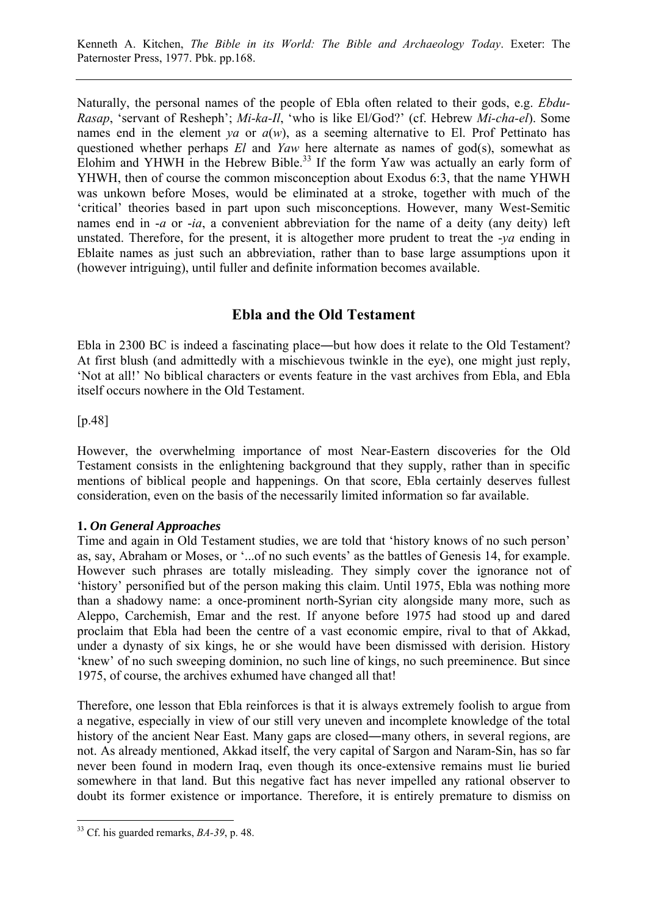Naturally, the personal names of the people of Ebla often related to their gods, e.g. *Ebdu-Rasap*, 'servant of Resheph'; *Mi-ka-Il*, 'who is like El/God?' (cf. Hebrew *Mi-cha-el*). Some names end in the element *ya* or *a*(*w*), as a seeming alternative to El. Prof Pettinato has questioned whether perhaps *El* and *Yaw* here alternate as names of god(s), somewhat as Elohim and YHWH in the Hebrew Bible.[33] If the form Yaw was actually an early form of YHWH, then of course the common misconception about Exodus 6:3, that the name YHWH was unkown before Moses, would be eliminated at a stroke, together with much of the 'critical' theories based in part upon such misconceptions. However, many West-Semitic names end in *-a* or *-ia*, a convenient abbreviation for the name of a deity (any deity) left unstated. Therefore, for the present, it is altogether more prudent to treat the *-ya* ending in Eblaite names as just such an abbreviation, rather than to base large assumptions upon it (however intriguing), until fuller and definite information becomes available.

## Ebla and the Old Testament

Ebla in 2300 BC is indeed a fascinating place―but how does it relate to the Old Testament? At first blush (and admittedly with a mischievous twinkle in the eye), one might just reply, 'Not at all!' No biblical characters or events feature in the vast archives from Ebla, and Ebla itself occurs nowhere in the Old Testament.

[p.48]

However, the overwhelming importance of most Near-Eastern discoveries for the Old Testament consists in the enlightening background that they supply, rather than in specific mentions of biblical people and happenings. On that score, Ebla certainly deserves fullest consideration, even on the basis of the necessarily limited information so far available.

**1.** ***On General Approaches***

Time and again in Old Testament studies, we are told that 'history knows of no such person' as, say, Abraham or Moses, or '...of no such events' as the battles of Genesis 14, for example. However such phrases are totally misleading. They simply cover the ignorance not of 'history' personified but of the person making this claim. Until 1975, Ebla was nothing more than a shadowy name: a once-prominent north-Syrian city alongside many more, such as Aleppo, Carchemish, Emar and the rest. If anyone before 1975 had stood up and dared proclaim that Ebla had been the centre of a vast economic empire, rival to that of Akkad, under a dynasty of six kings, he or she would have been dismissed with derision. History 'knew' of no such sweeping dominion, no such line of kings, no such preeminence. But since 1975, of course, the archives exhumed have changed all that!

Therefore, one lesson that Ebla reinforces is that it is always extremely foolish to argue from a negative, especially in view of our still very uneven and incomplete knowledge of the total history of the ancient Near East. Many gaps are closed―many others, in several regions, are not. As already mentioned, Akkad itself, the very capital of Sargon and Naram-Sin, has so far never been found in modern Iraq, even though its once-extensive remains must lie buried somewhere in that land. But this negative fact has never impelled any rational observer to doubt its former existence or importance. Therefore, it is entirely premature to dismiss on

---

[33] Cf. his guarded remarks, *BA-39*, p. 48.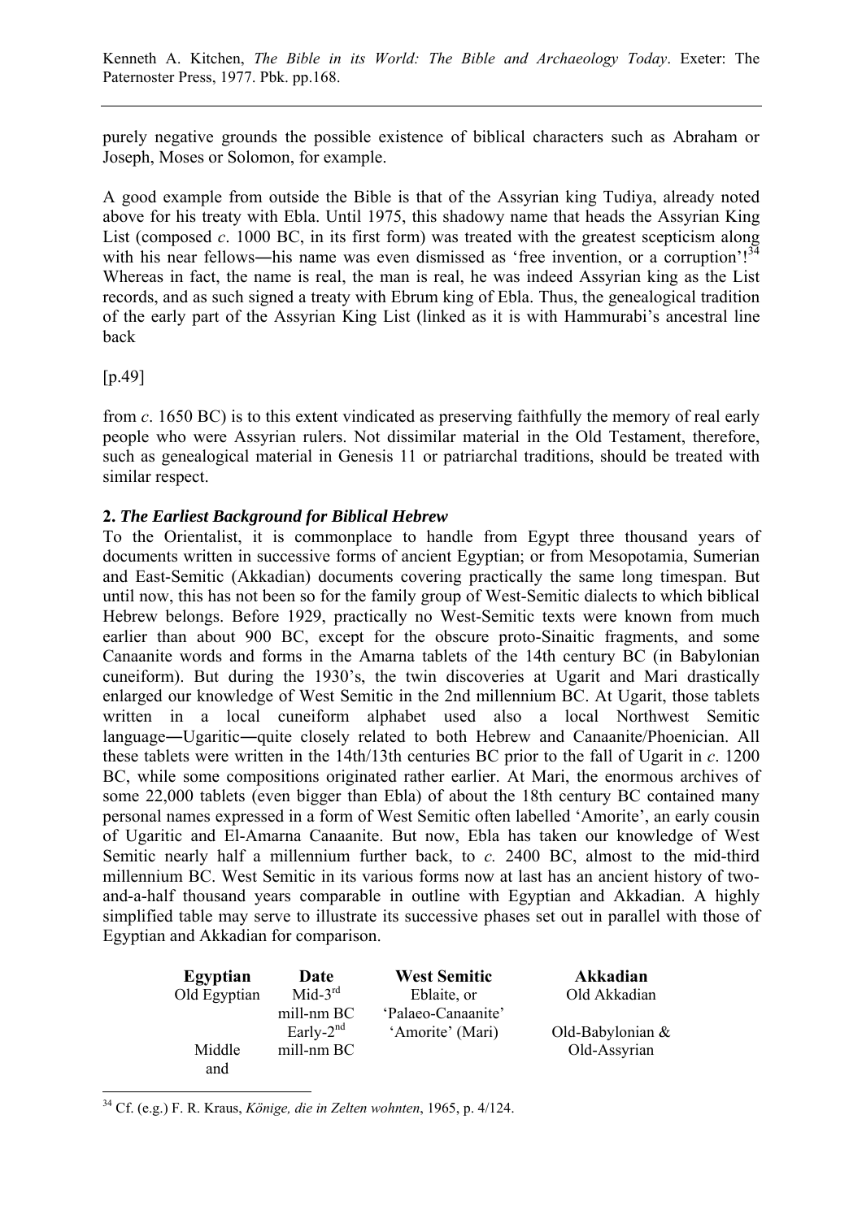purely negative grounds the possible existence of biblical characters such as Abraham or Joseph, Moses or Solomon, for example.

A good example from outside the Bible is that of the Assyrian king Tudiya, already noted above for his treaty with Ebla. Until 1975, this shadowy name that heads the Assyrian King List (composed *c*. 1000 BC, in its first form) was treated with the greatest scepticism along with his near fellows―his name was even dismissed as 'free invention, or a corruption'![34] Whereas in fact, the name is real, the man is real, he was indeed Assyrian king as the List records, and as such signed a treaty with Ebrum king of Ebla. Thus, the genealogical tradition of the early part of the Assyrian King List (linked as it is with Hammurabi's ancestral line back

[p.49]

from *c*. 1650 BC) is to this extent vindicated as preserving faithfully the memory of real early people who were Assyrian rulers. Not dissimilar material in the Old Testament, therefore, such as genealogical material in Genesis 11 or patriarchal traditions, should be treated with similar respect.

## 2. *The Earliest Background for Biblical Hebrew*

To the Orientalist, it is commonplace to handle from Egypt three thousand years of documents written in successive forms of ancient Egyptian; or from Mesopotamia, Sumerian and East-Semitic (Akkadian) documents covering practically the same long timespan. But until now, this has not been so for the family group of West-Semitic dialects to which biblical Hebrew belongs. Before 1929, practically no West-Semitic texts were known from much earlier than about 900 BC, except for the obscure proto-Sinaitic fragments, and some Canaanite words and forms in the Amarna tablets of the 14th century BC (in Babylonian cuneiform). But during the 1930's, the twin discoveries at Ugarit and Mari drastically enlarged our knowledge of West Semitic in the 2nd millennium BC. At Ugarit, those tablets written in a local cuneiform alphabet used also a local Northwest Semitic language―Ugaritic―quite closely related to both Hebrew and Canaanite/Phoenician. All these tablets were written in the 14th/13th centuries BC prior to the fall of Ugarit in *c*. 1200 BC, while some compositions originated rather earlier. At Mari, the enormous archives of some 22,000 tablets (even bigger than Ebla) of about the 18th century BC contained many personal names expressed in a form of West Semitic often labelled 'Amorite', an early cousin of Ugaritic and El-Amarna Canaanite. But now, Ebla has taken our knowledge of West Semitic nearly half a millennium further back, to *c.* 2400 BC, almost to the mid-third millennium BC. West Semitic in its various forms now at last has an ancient history of two-and-a-half thousand years comparable in outline with Egyptian and Akkadian. A highly simplified table may serve to illustrate its successive phases set out in parallel with those of Egyptian and Akkadian for comparison.

| Egyptian | Date | West Semitic | Akkadian |
|---|---|---|---|
| Old Egyptian | Mid-3rd mill-nm BC | Eblaite, or 'Palaeo-Canaanite' | Old Akkadian |
| Middle and | Early-2nd mill-nm BC | 'Amorite' (Mari) | Old-Babylonian & Old-Assyrian |

[34] Cf. (e.g.) F. R. Kraus, *Könige, die in Zelten wohnten*, 1965, p. 4/124.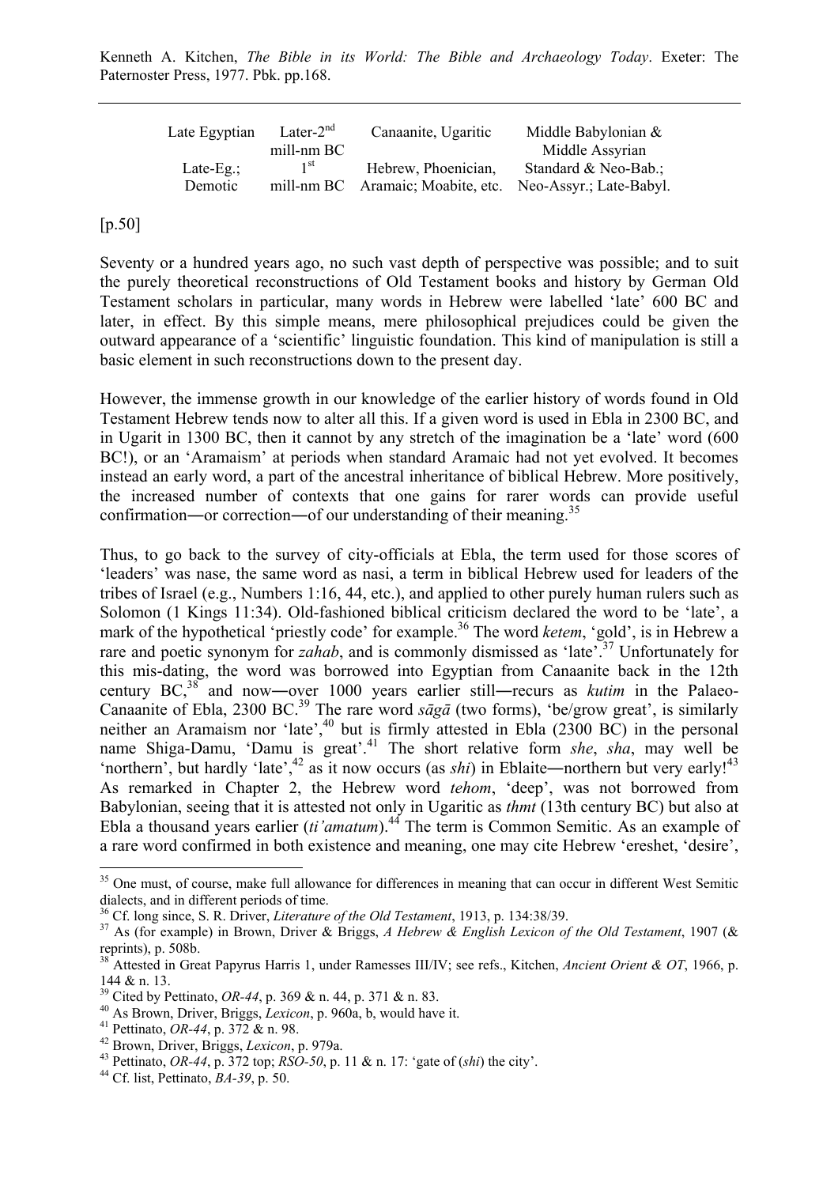| Late Egyptian | Later-2nd mill-nm BC | Canaanite, Ugaritic | Middle Babylonian & Middle Assyrian |
|---|---|---|---|
| Late-Eg.; Demotic | 1st mill-nm BC | Hebrew, Phoenician, Aramaic; Moabite, etc. | Standard & Neo-Bab.; Neo-Assyr.; Late-Babyl. |

[p.50]

Seventy or a hundred years ago, no such vast depth of perspective was possible; and to suit the purely theoretical reconstructions of Old Testament books and history by German Old Testament scholars in particular, many words in Hebrew were labelled 'late' 600 BC and later, in effect. By this simple means, mere philosophical prejudices could be given the outward appearance of a 'scientific' linguistic foundation. This kind of manipulation is still a basic element in such reconstructions down to the present day.

However, the immense growth in our knowledge of the earlier history of words found in Old Testament Hebrew tends now to alter all this. If a given word is used in Ebla in 2300 BC, and in Ugarit in 1300 BC, then it cannot by any stretch of the imagination be a 'late' word (600 BC!), or an 'Aramaism' at periods when standard Aramaic had not yet evolved. It becomes instead an early word, a part of the ancestral inheritance of biblical Hebrew. More positively, the increased number of contexts that one gains for rarer words can provide useful confirmation―or correction―of our understanding of their meaning.[35]

Thus, to go back to the survey of city-officials at Ebla, the term used for those scores of 'leaders' was nase, the same word as nasi, a term in biblical Hebrew used for leaders of the tribes of Israel (e.g., Numbers 1:16, 44, etc.), and applied to other purely human rulers such as Solomon (1 Kings 11:34). Old-fashioned biblical criticism declared the word to be 'late', a mark of the hypothetical 'priestly code' for example.[36] The word *ketem*, 'gold', is in Hebrew a rare and poetic synonym for *zahab*, and is commonly dismissed as 'late'.[37] Unfortunately for this mis-dating, the word was borrowed into Egyptian from Canaanite back in the 12th century BC,[38] and now―over 1000 years earlier still―recurs as *kutim* in the Palaeo-Canaanite of Ebla, 2300 BC.[39] The rare word *sāgā* (two forms), 'be/grow great', is similarly neither an Aramaism nor 'late',[40] but is firmly attested in Ebla (2300 BC) in the personal name Shiga-Damu, 'Damu is great'.[41] The short relative form *she*, *sha*, may well be 'northern', but hardly 'late',[42] as it now occurs (as *shi*) in Eblaite―northern but very early![43] As remarked in Chapter 2, the Hebrew word *tehom*, 'deep', was not borrowed from Babylonian, seeing that it is attested not only in Ugaritic as *thmt* (13th century BC) but also at Ebla a thousand years earlier (*ti'amatum*).[44] The term is Common Semitic. As an example of a rare word confirmed in both existence and meaning, one may cite Hebrew 'ereshet, 'desire',

---

[35] One must, of course, make full allowance for differences in meaning that can occur in different West Semitic dialects, and in different periods of time.

[36] Cf. long since, S. R. Driver, *Literature of the Old Testament*, 1913, p. 134:38/39.

[37] As (for example) in Brown, Driver & Briggs, *A Hebrew & English Lexicon of the Old Testament*, 1907 (& reprints), p. 508b.

[38] Attested in Great Papyrus Harris 1, under Ramesses III/IV; see refs., Kitchen, *Ancient Orient & OT*, 1966, p. 144 & n. 13.

[39] Cited by Pettinato, *OR-44*, p. 369 & n. 44, p. 371 & n. 83.

[40] As Brown, Driver, Briggs, *Lexicon*, p. 960a, b, would have it.

[41] Pettinato, *OR-44*, p. 372 & n. 98.

[42] Brown, Driver, Briggs, *Lexicon*, p. 979a.

[43] Pettinato, *OR-44*, p. 372 top; *RSO-50*, p. 11 & n. 17: 'gate of (*shi*) the city'.

[44] Cf. list, Pettinato, *BA-39*, p. 50.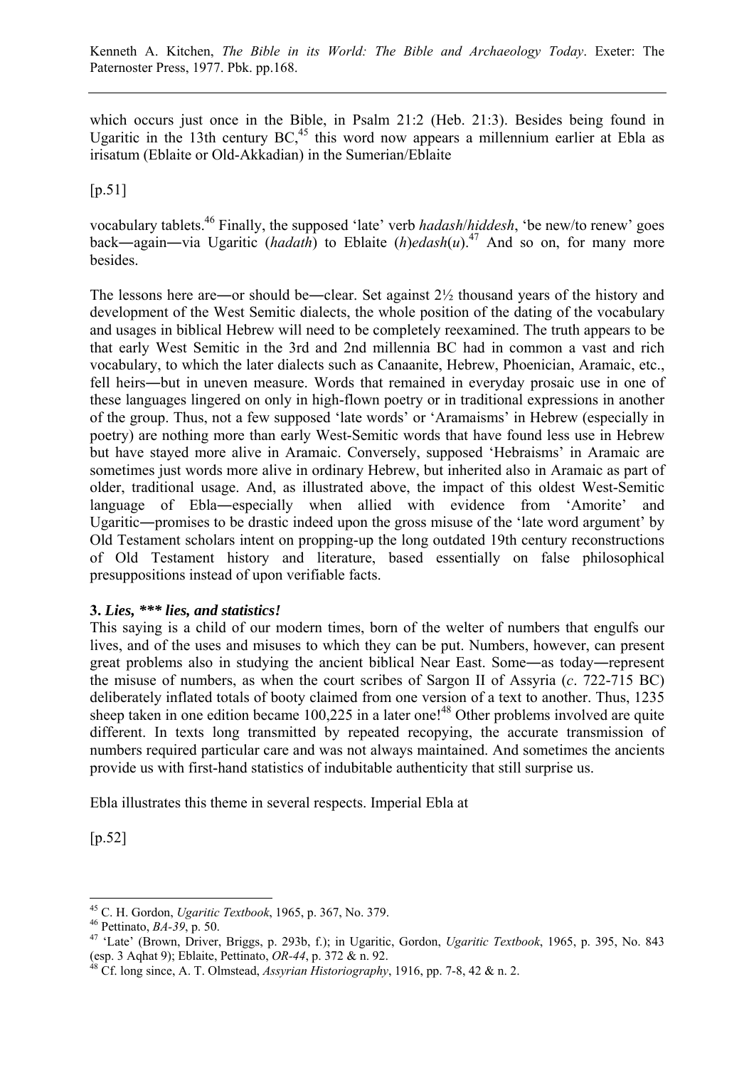which occurs just once in the Bible, in Psalm 21:2 (Heb. 21:3). Besides being found in Ugaritic in the 13th century BC,[45] this word now appears a millennium earlier at Ebla as irisatum (Eblaite or Old-Akkadian) in the Sumerian/Eblaite

[p.51]

vocabulary tablets.[46] Finally, the supposed 'late' verb *hadash*/*hiddesh*, 'be new/to renew' goes back―again―via Ugaritic (*hadath*) to Eblaite (*h*)*edash*(*u*).[47] And so on, for many more besides.

The lessons here are―or should be―clear. Set against 2½ thousand years of the history and development of the West Semitic dialects, the whole position of the dating of the vocabulary and usages in biblical Hebrew will need to be completely reexamined. The truth appears to be that early West Semitic in the 3rd and 2nd millennia BC had in common a vast and rich vocabulary, to which the later dialects such as Canaanite, Hebrew, Phoenician, Aramaic, etc., fell heirs―but in uneven measure. Words that remained in everyday prosaic use in one of these languages lingered on only in high-flown poetry or in traditional expressions in another of the group. Thus, not a few supposed 'late words' or 'Aramaisms' in Hebrew (especially in poetry) are nothing more than early West-Semitic words that have found less use in Hebrew but have stayed more alive in Aramaic. Conversely, supposed 'Hebraisms' in Aramaic are sometimes just words more alive in ordinary Hebrew, but inherited also in Aramaic as part of older, traditional usage. And, as illustrated above, the impact of this oldest West-Semitic language of Ebla―especially when allied with evidence from 'Amorite' and Ugaritic―promises to be drastic indeed upon the gross misuse of the 'late word argument' by Old Testament scholars intent on propping-up the long outdated 19th century reconstructions of Old Testament history and literature, based essentially on false philosophical presuppositions instead of upon verifiable facts.

### 3. *Lies, \*\*\* lies, and statistics!*

This saying is a child of our modern times, born of the welter of numbers that engulfs our lives, and of the uses and misuses to which they can be put. Numbers, however, can present great problems also in studying the ancient biblical Near East. Some―as today―represent the misuse of numbers, as when the court scribes of Sargon II of Assyria (*c*. 722-715 BC) deliberately inflated totals of booty claimed from one version of a text to another. Thus, 1235 sheep taken in one edition became 100,225 in a later one![48] Other problems involved are quite different. In texts long transmitted by repeated recopying, the accurate transmission of numbers required particular care and was not always maintained. And sometimes the ancients provide us with first-hand statistics of indubitable authenticity that still surprise us.

Ebla illustrates this theme in several respects. Imperial Ebla at

[p.52]

---

[45] C. H. Gordon, *Ugaritic Textbook*, 1965, p. 367, No. 379.

[46] Pettinato, *BA-39*, p. 50.

[47] 'Late' (Brown, Driver, Briggs, p. 293b, f.); in Ugaritic, Gordon, *Ugaritic Textbook*, 1965, p. 395, No. 843 (esp. 3 Aqhat 9); Eblaite, Pettinato, *OR-44*, p. 372 & n. 92.

[48] Cf. long since, A. T. Olmstead, *Assyrian Historiography*, 1916, pp. 7-8, 42 & n. 2.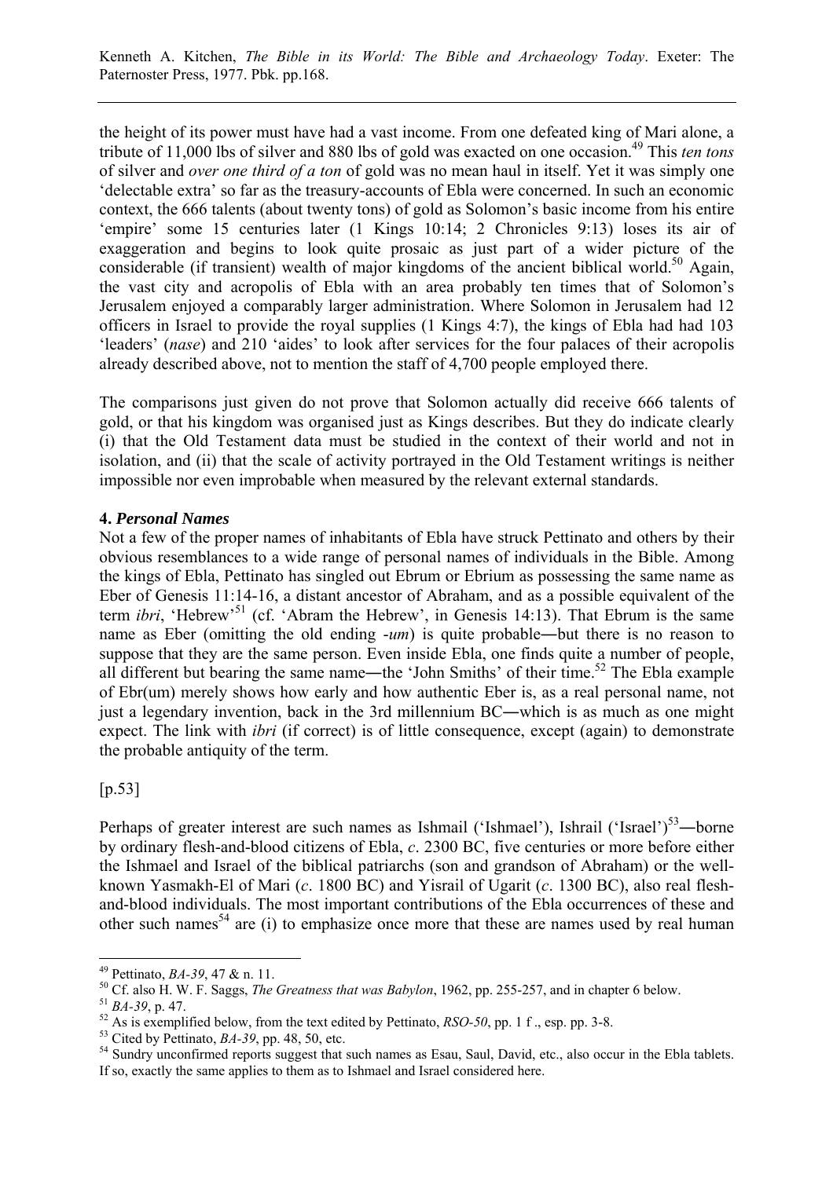the height of its power must have had a vast income. From one defeated king of Mari alone, a tribute of 11,000 lbs of silver and 880 lbs of gold was exacted on one occasion.[49] This *ten tons* of silver and *over one third of a ton* of gold was no mean haul in itself. Yet it was simply one 'delectable extra' so far as the treasury-accounts of Ebla were concerned. In such an economic context, the 666 talents (about twenty tons) of gold as Solomon's basic income from his entire 'empire' some 15 centuries later (1 Kings 10:14; 2 Chronicles 9:13) loses its air of exaggeration and begins to look quite prosaic as just part of a wider picture of the considerable (if transient) wealth of major kingdoms of the ancient biblical world.[50] Again, the vast city and acropolis of Ebla with an area probably ten times that of Solomon's Jerusalem enjoyed a comparably larger administration. Where Solomon in Jerusalem had 12 officers in Israel to provide the royal supplies (1 Kings 4:7), the kings of Ebla had had 103 'leaders' (*nase*) and 210 'aides' to look after services for the four palaces of their acropolis already described above, not to mention the staff of 4,700 people employed there.

The comparisons just given do not prove that Solomon actually did receive 666 talents of gold, or that his kingdom was organised just as Kings describes. But they do indicate clearly (i) that the Old Testament data must be studied in the context of their world and not in isolation, and (ii) that the scale of activity portrayed in the Old Testament writings is neither impossible nor even improbable when measured by the relevant external standards.

#### 4. *Personal Names*

Not a few of the proper names of inhabitants of Ebla have struck Pettinato and others by their obvious resemblances to a wide range of personal names of individuals in the Bible. Among the kings of Ebla, Pettinato has singled out Ebrum or Ebrium as possessing the same name as Eber of Genesis 11:14-16, a distant ancestor of Abraham, and as a possible equivalent of the term *ibri*, 'Hebrew'[51] (cf. 'Abram the Hebrew', in Genesis 14:13). That Ebrum is the same name as Eber (omitting the old ending *-um*) is quite probable―but there is no reason to suppose that they are the same person. Even inside Ebla, one finds quite a number of people, all different but bearing the same name―the 'John Smiths' of their time.[52] The Ebla example of Ebr(um) merely shows how early and how authentic Eber is, as a real personal name, not just a legendary invention, back in the 3rd millennium BC―which is as much as one might expect. The link with *ibri* (if correct) is of little consequence, except (again) to demonstrate the probable antiquity of the term.

[p.53]

Perhaps of greater interest are such names as Ishmail ('Ishmael'), Ishrail ('Israel')[53]―borne by ordinary flesh-and-blood citizens of Ebla, *c*. 2300 BC, five centuries or more before either the Ishmael and Israel of the biblical patriarchs (son and grandson of Abraham) or the well-known Yasmakh-El of Mari (*c*. 1800 BC) and Yisrail of Ugarit (*c*. 1300 BC), also real flesh-and-blood individuals. The most important contributions of the Ebla occurrences of these and other such names[54] are (i) to emphasize once more that these are names used by real human

---

[49] Pettinato, *BA-39*, 47 & n. 11.

[50] Cf. also H. W. F. Saggs, *The Greatness that was Babylon*, 1962, pp. 255-257, and in chapter 6 below.

[51] *BA-39*, p. 47.

[52] As is exemplified below, from the text edited by Pettinato, *RSO-50*, pp. 1 f ., esp. pp. 3-8.

[53] Cited by Pettinato, *BA-39*, pp. 48, 50, etc.

[54] Sundry unconfirmed reports suggest that such names as Esau, Saul, David, etc., also occur in the Ebla tablets. If so, exactly the same applies to them as to Ishmael and Israel considered here.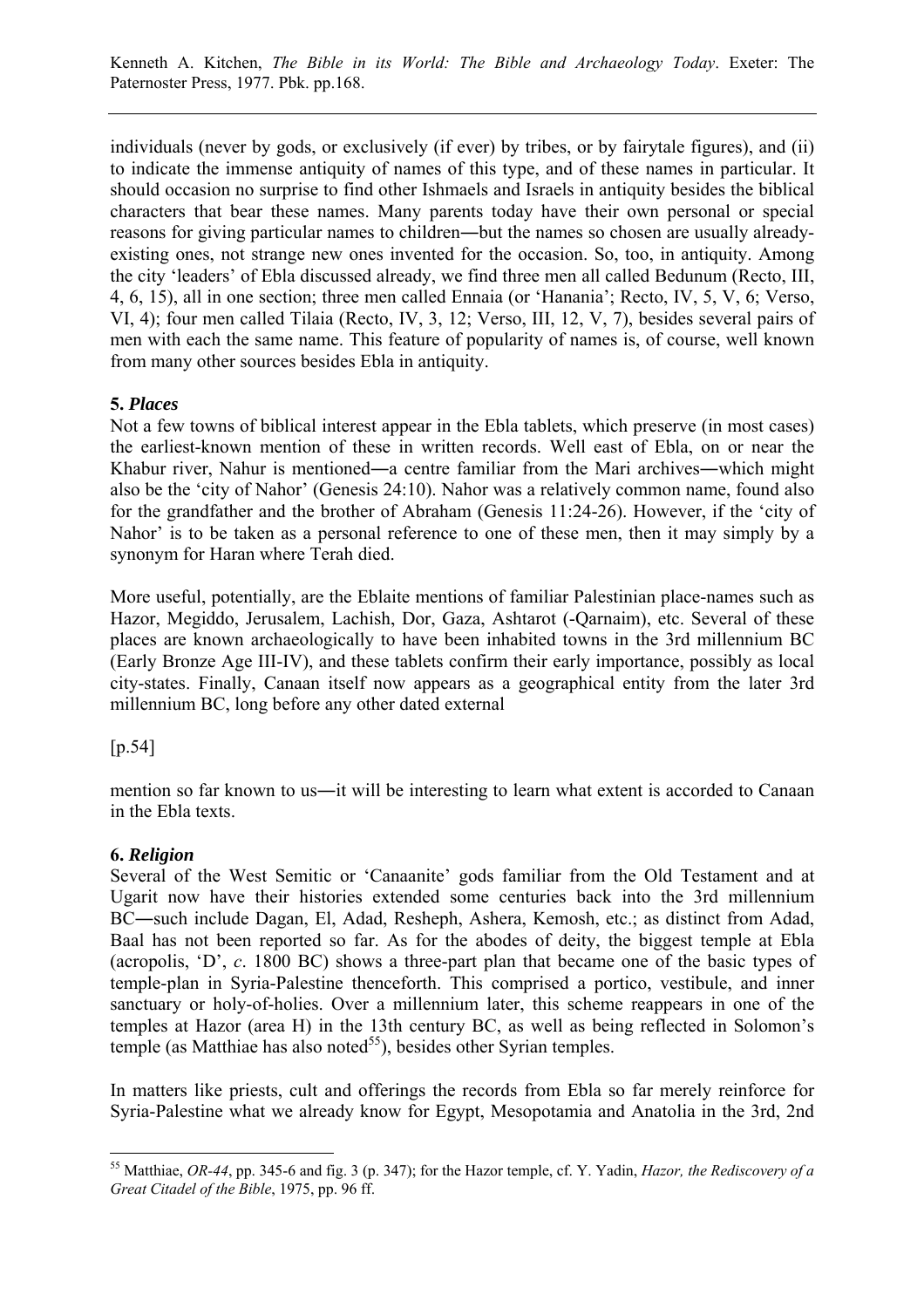individuals (never by gods, or exclusively (if ever) by tribes, or by fairytale figures), and (ii) to indicate the immense antiquity of names of this type, and of these names in particular. It should occasion no surprise to find other Ishmaels and Israels in antiquity besides the biblical characters that bear these names. Many parents today have their own personal or special reasons for giving particular names to children―but the names so chosen are usually already-existing ones, not strange new ones invented for the occasion. So, too, in antiquity. Among the city 'leaders' of Ebla discussed already, we find three men all called Bedunum (Recto, III, 4, 6, 15), all in one section; three men called Ennaia (or 'Hanania'; Recto, IV, 5, V, 6; Verso, VI, 4); four men called Tilaia (Recto, IV, 3, 12; Verso, III, 12, V, 7), besides several pairs of men with each the same name. This feature of popularity of names is, of course, well known from many other sources besides Ebla in antiquity.

**5. *Places***

Not a few towns of biblical interest appear in the Ebla tablets, which preserve (in most cases) the earliest-known mention of these in written records. Well east of Ebla, on or near the Khabur river, Nahur is mentioned―a centre familiar from the Mari archives―which might also be the 'city of Nahor' (Genesis 24:10). Nahor was a relatively common name, found also for the grandfather and the brother of Abraham (Genesis 11:24-26). However, if the 'city of Nahor' is to be taken as a personal reference to one of these men, then it may simply by a synonym for Haran where Terah died.

More useful, potentially, are the Eblaite mentions of familiar Palestinian place-names such as Hazor, Megiddo, Jerusalem, Lachish, Dor, Gaza, Ashtarot (-Qarnaim), etc. Several of these places are known archaeologically to have been inhabited towns in the 3rd millennium BC (Early Bronze Age III-IV), and these tablets confirm their early importance, possibly as local city-states. Finally, Canaan itself now appears as a geographical entity from the later 3rd millennium BC, long before any other dated external

[p.54]

mention so far known to us―it will be interesting to learn what extent is accorded to Canaan in the Ebla texts.

**6. *Religion***

Several of the West Semitic or 'Canaanite' gods familiar from the Old Testament and at Ugarit now have their histories extended some centuries back into the 3rd millennium BC―such include Dagan, El, Adad, Resheph, Ashera, Kemosh, etc.; as distinct from Adad, Baal has not been reported so far. As for the abodes of deity, the biggest temple at Ebla (acropolis, 'D', *c*. 1800 BC) shows a three-part plan that became one of the basic types of temple-plan in Syria-Palestine thenceforth. This comprised a portico, vestibule, and inner sanctuary or holy-of-holies. Over a millennium later, this scheme reappears in one of the temples at Hazor (area H) in the 13th century BC, as well as being reflected in Solomon's temple (as Matthiae has also noted[55]), besides other Syrian temples.

In matters like priests, cult and offerings the records from Ebla so far merely reinforce for Syria-Palestine what we already know for Egypt, Mesopotamia and Anatolia in the 3rd, 2nd

---

[55] Matthiae, *OR-44*, pp. 345-6 and fig. 3 (p. 347); for the Hazor temple, cf. Y. Yadin, *Hazor, the Rediscovery of a Great Citadel of the Bible*, 1975, pp. 96 ff.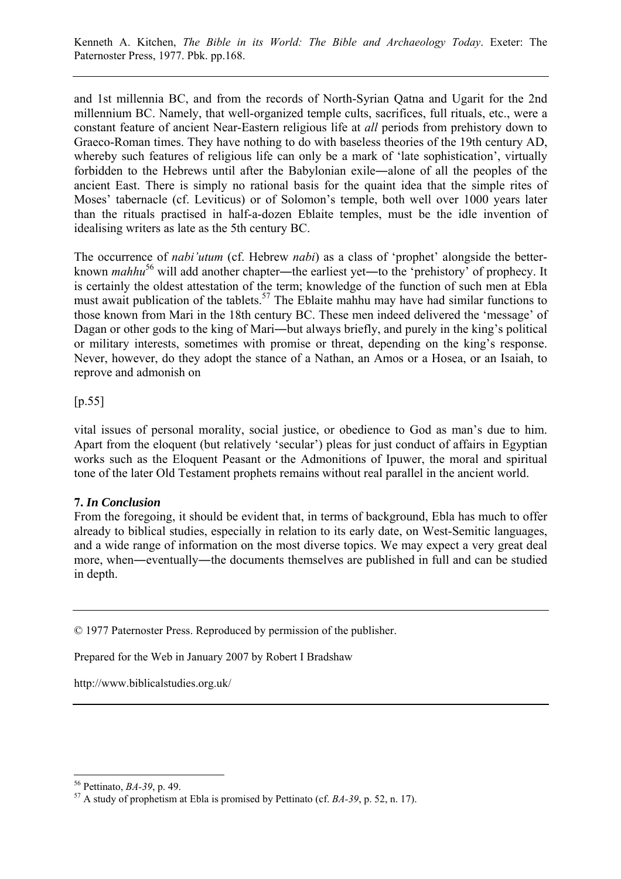and 1st millennia BC, and from the records of North-Syrian Qatna and Ugarit for the 2nd millennium BC. Namely, that well-organized temple cults, sacrifices, full rituals, etc., were a constant feature of ancient Near-Eastern religious life at *all* periods from prehistory down to Graeco-Roman times. They have nothing to do with baseless theories of the 19th century AD, whereby such features of religious life can only be a mark of 'late sophistication', virtually forbidden to the Hebrews until after the Babylonian exile―alone of all the peoples of the ancient East. There is simply no rational basis for the quaint idea that the simple rites of Moses' tabernacle (cf. Leviticus) or of Solomon's temple, both well over 1000 years later than the rituals practised in half-a-dozen Eblaite temples, must be the idle invention of idealising writers as late as the 5th century BC.

The occurrence of *nabi'utum* (cf. Hebrew *nabi*) as a class of 'prophet' alongside the better-known *mahhu*[56] will add another chapter―the earliest yet―to the 'prehistory' of prophecy. It is certainly the oldest attestation of the term; knowledge of the function of such men at Ebla must await publication of the tablets.[57] The Eblaite mahhu may have had similar functions to those known from Mari in the 18th century BC. These men indeed delivered the 'message' of Dagan or other gods to the king of Mari―but always briefly, and purely in the king's political or military interests, sometimes with promise or threat, depending on the king's response. Never, however, do they adopt the stance of a Nathan, an Amos or a Hosea, or an Isaiah, to reprove and admonish on

[p.55]

vital issues of personal morality, social justice, or obedience to God as man's due to him. Apart from the eloquent (but relatively 'secular') pleas for just conduct of affairs in Egyptian works such as the Eloquent Peasant or the Admonitions of Ipuwer, the moral and spiritual tone of the later Old Testament prophets remains without real parallel in the ancient world.

### 7. *In Conclusion*

From the foregoing, it should be evident that, in terms of background, Ebla has much to offer already to biblical studies, especially in relation to its early date, on West-Semitic languages, and a wide range of information on the most diverse topics. We may expect a very great deal more, when―eventually―the documents themselves are published in full and can be studied in depth.

---

© 1977 Paternoster Press. Reproduced by permission of the publisher.

Prepared for the Web in January 2007 by Robert I Bradshaw

http://www.biblicalstudies.org.uk/

---

[56] Pettinato, *BA-39*, p. 49.

[57] A study of prophetism at Ebla is promised by Pettinato (cf. *BA-39*, p. 52, n. 17).